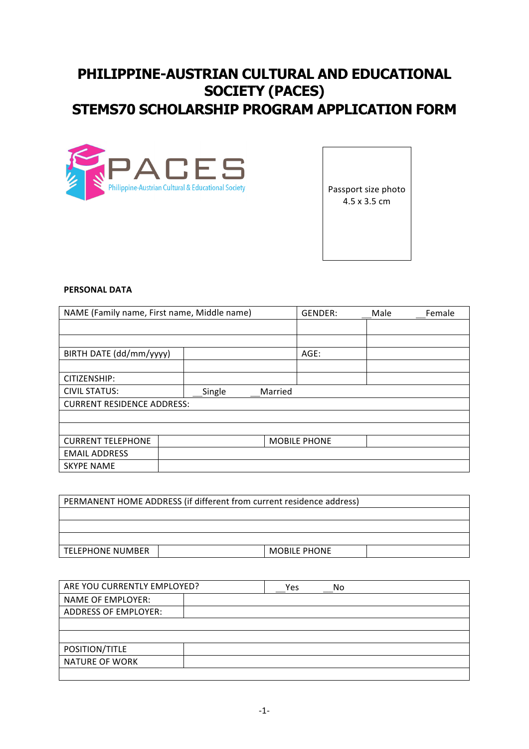# PHILIPPINE-AUSTRIAN CULTURAL AND EDUCATIONAL SOCIETY (PACES)
# STEMS70 SCHOLARSHIP PROGRAM APPLICATION FORM

PACES
Philippine-Austrian Cultural & Educational Society

Passport size photo
4.5 x 3.5 cm

**PERSONAL DATA**

| NAME (Family name, First name, Middle name) | | GENDER: | __Male __Female |
|---|---|---|---|
| | | | |
| | | | |
| BIRTH DATE (dd/mm/yyyy) | | AGE: | |
| | | | |
| CITIZENSHIP: | | | |
| CIVIL STATUS: | __Single __Married | | |
| CURRENT RESIDENCE ADDRESS: | | | |
| | | | |
| | | | |
| CURRENT TELEPHONE | | MOBILE PHONE | |
| EMAIL ADDRESS | | | |
| SKYPE NAME | | | |

| PERMANENT HOME ADDRESS (if different from current residence address) | | | |
|---|---|---|---|
| | | | |
| | | | |
| | | | |
| TELEPHONE NUMBER | | MOBILE PHONE | |

| ARE YOU CURRENTLY EMPLOYED? | __Yes __No |
|---|---|
| NAME OF EMPLOYER: | |
| ADDRESS OF EMPLOYER: | |
| | |
| | |
| POSITION/TITLE | |
| NATURE OF WORK | |
| | |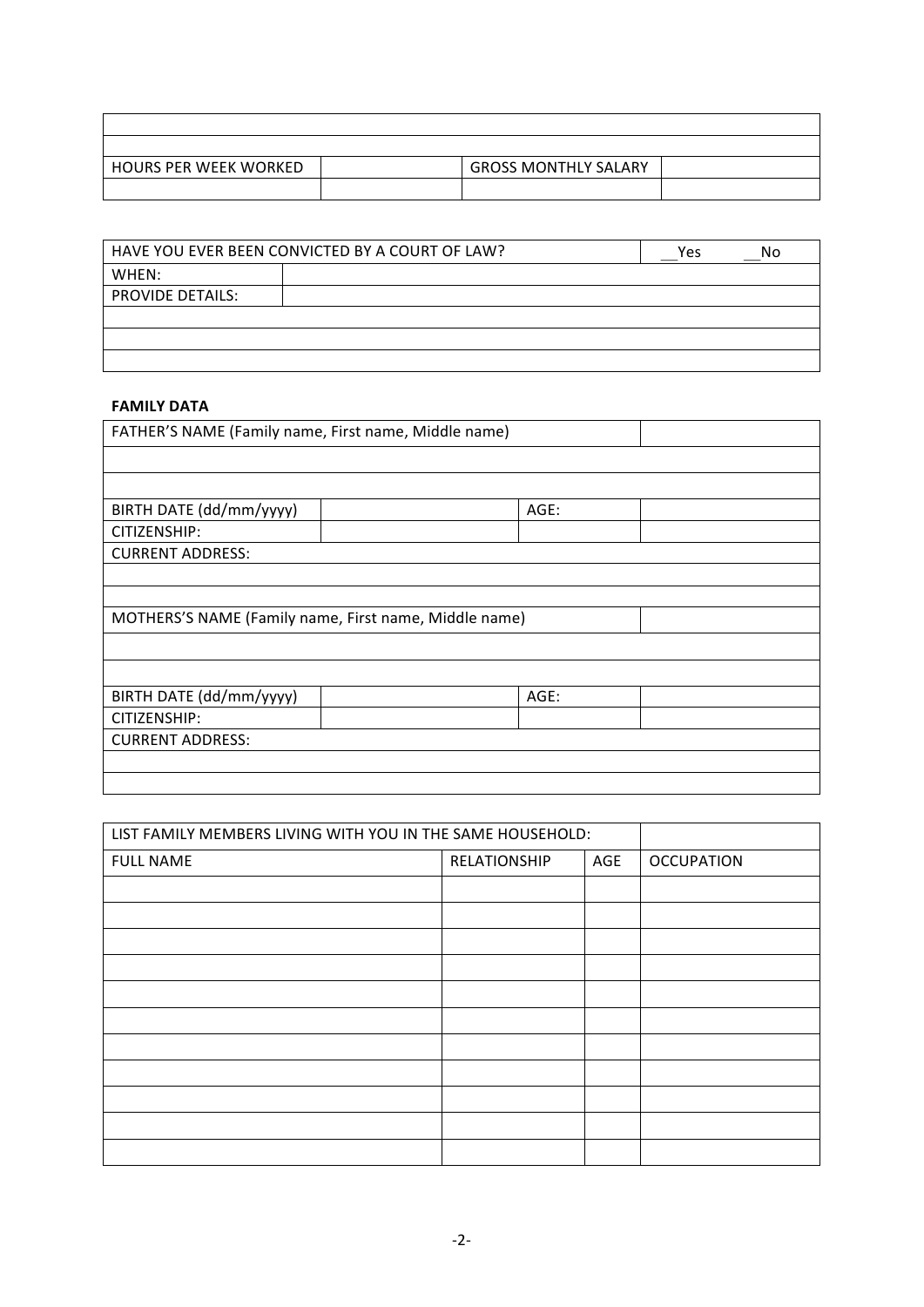| | | | |
|---|---|---|---|
| | | | |
| | | | |
| HOURS PER WEEK WORKED | | GROSS MONTHLY SALARY | |
| | | | |

| HAVE YOU EVER BEEN CONVICTED BY A COURT OF LAW? | | __Yes __No |
|---|---|---|
| WHEN: | | |
| PROVIDE DETAILS: | | |
| | | |
| | | |
| | | |

**FAMILY DATA**

| FATHER'S NAME (Family name, First name, Middle name) | | | |
|---|---|---|---|
| | | | |
| | | | |
| BIRTH DATE (dd/mm/yyyy) | | AGE: | |
| CITIZENSHIP: | | | |
| CURRENT ADDRESS: | | | |
| | | | |
| | | | |
| MOTHERS'S NAME (Family name, First name, Middle name) | | | |
| | | | |
| | | | |
| BIRTH DATE (dd/mm/yyyy) | | AGE: | |
| CITIZENSHIP: | | | |
| CURRENT ADDRESS: | | | |
| | | | |
| | | | |

| LIST FAMILY MEMBERS LIVING WITH YOU IN THE SAME HOUSEHOLD: | | | |
|---|---|---|---|
| FULL NAME | RELATIONSHIP | AGE | OCCUPATION |
| | | | |
| | | | |
| | | | |
| | | | |
| | | | |
| | | | |
| | | | |
| | | | |
| | | | |
| | | | |
| | | | |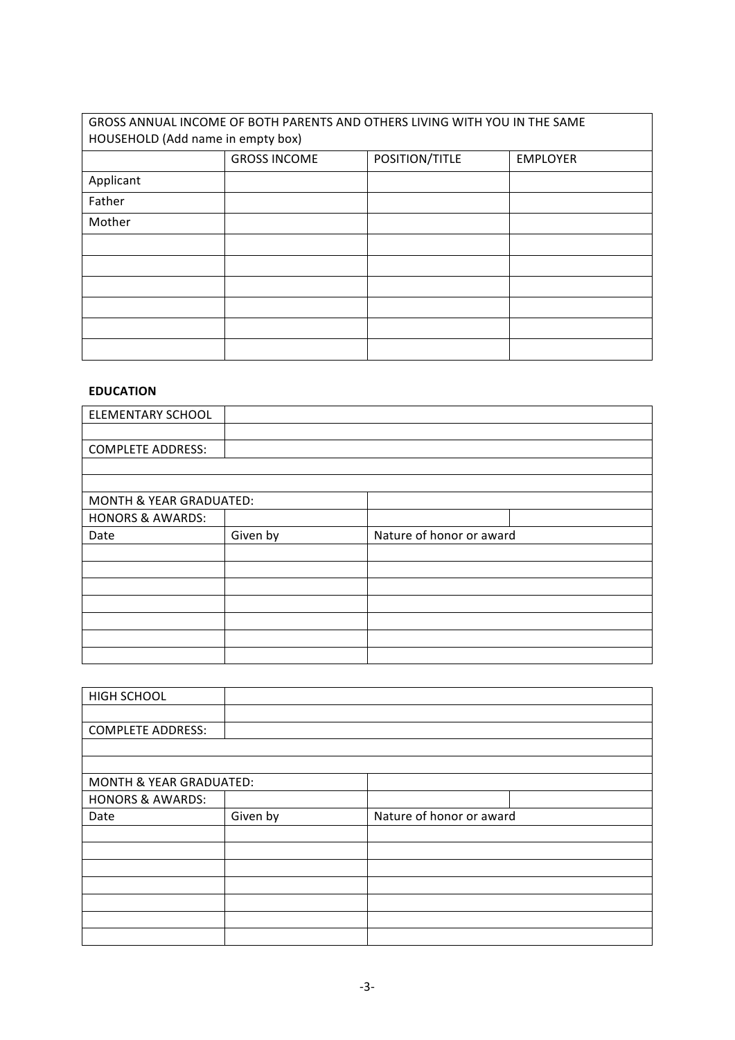| GROSS ANNUAL INCOME OF BOTH PARENTS AND OTHERS LIVING WITH YOU IN THE SAME HOUSEHOLD (Add name in empty box) | | | |
|---|---|---|---|
| | GROSS INCOME | POSITION/TITLE | EMPLOYER |
| Applicant | | | |
| Father | | | |
| Mother | | | |
| | | | |
| | | | |
| | | | |
| | | | |
| | | | |
| | | | |

**EDUCATION**

| ELEMENTARY SCHOOL | | | |
|---|---|---|---|
| | | | |
| COMPLETE ADDRESS: | | | |
| | | | |
| | | | |
| MONTH & YEAR GRADUATED: | | | |
| HONORS & AWARDS: | | | |
| Date | Given by | Nature of honor or award | |
| | | | |
| | | | |
| | | | |
| | | | |
| | | | |
| | | | |
| | | | |

| HIGH SCHOOL | | | |
|---|---|---|---|
| | | | |
| COMPLETE ADDRESS: | | | |
| | | | |
| | | | |
| MONTH & YEAR GRADUATED: | | | |
| HONORS & AWARDS: | | | |
| Date | Given by | Nature of honor or award | |
| | | | |
| | | | |
| | | | |
| | | | |
| | | | |
| | | | |
| | | | |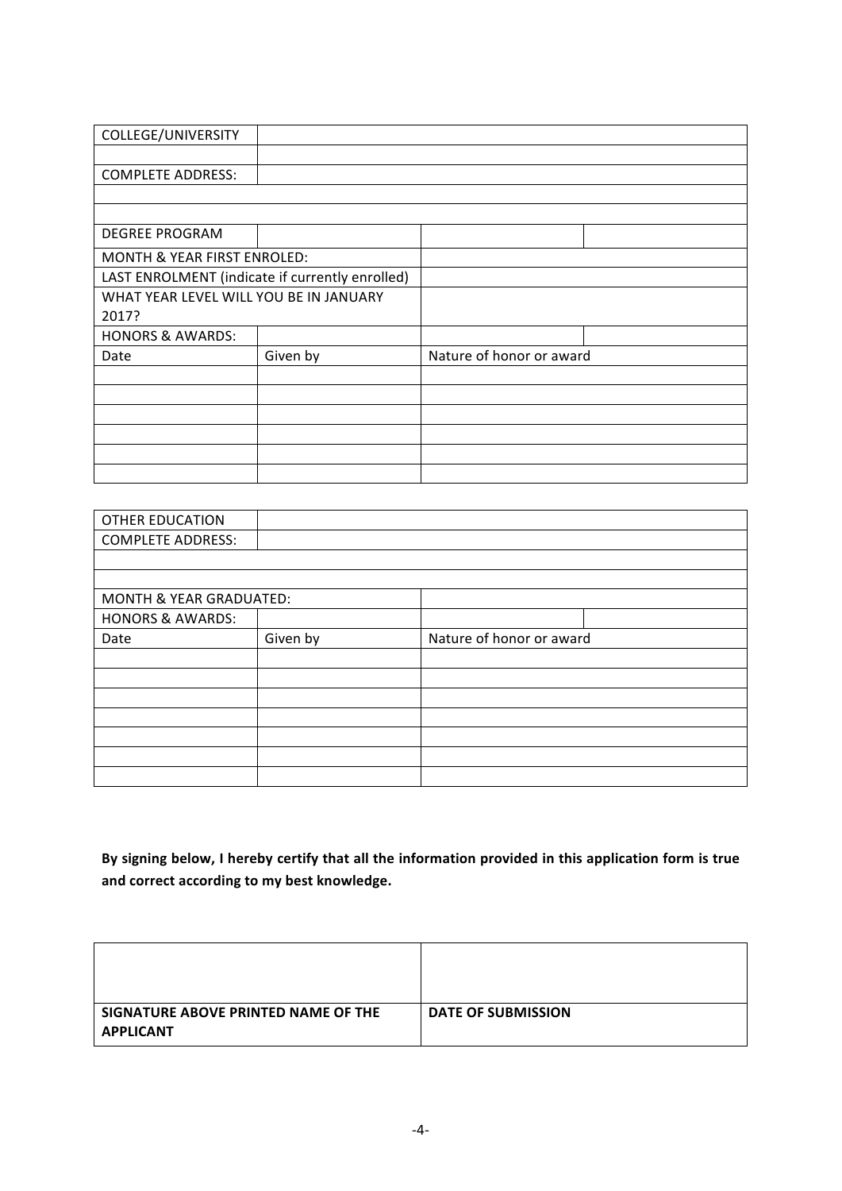| COLLEGE/UNIVERSITY | | | |
|---|---|---|---|
| | | | |
| COMPLETE ADDRESS: | | | |
| | | | |
| | | | |
| DEGREE PROGRAM | | | |
| MONTH & YEAR FIRST ENROLED: | | | |
| LAST ENROLMENT (indicate if currently enrolled) | | | |
| WHAT YEAR LEVEL WILL YOU BE IN JANUARY 2017? | | | |
| HONORS & AWARDS: | | | |
| Date | Given by | Nature of honor or award | |
| | | | |
| | | | |
| | | | |
| | | | |
| | | | |
| | | | |

| OTHER EDUCATION | | | |
|---|---|---|---|
| COMPLETE ADDRESS: | | | |
| | | | |
| | | | |
| MONTH & YEAR GRADUATED: | | | |
| HONORS & AWARDS: | | | |
| Date | Given by | Nature of honor or award | |
| | | | |
| | | | |
| | | | |
| | | | |
| | | | |
| | | | |
| | | | |

**By signing below, I hereby certify that all the information provided in this application form is true and correct according to my best knowledge.**

| | |
|---|---|
| | |
| **SIGNATURE ABOVE PRINTED NAME OF THE APPLICANT** | **DATE OF SUBMISSION** |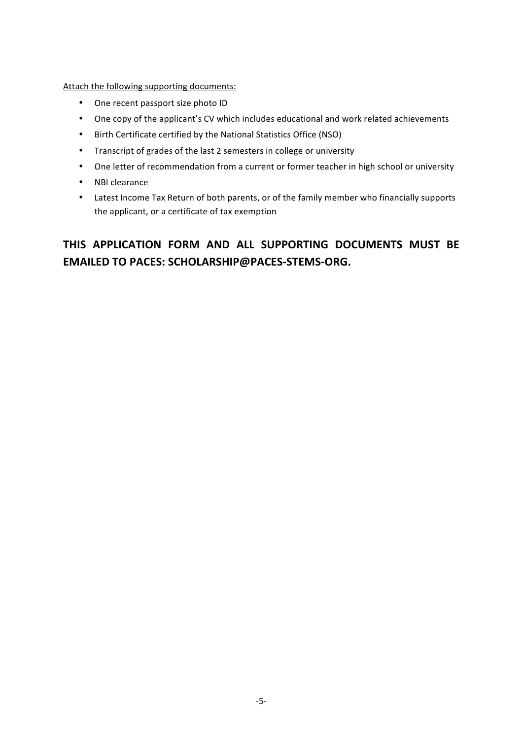Attach the following supporting documents:

- One recent passport size photo ID
- One copy of the applicant's CV which includes educational and work related achievements
- Birth Certificate certified by the National Statistics Office (NSO)
- Transcript of grades of the last 2 semesters in college or university
- One letter of recommendation from a current or former teacher in high school or university
- NBI clearance
- Latest Income Tax Return of both parents, or of the family member who financially supports the applicant, or a certificate of tax exemption

**THIS APPLICATION FORM AND ALL SUPPORTING DOCUMENTS MUST BE EMAILED TO PACES: SCHOLARSHIP@PACES-STEMS-ORG.**